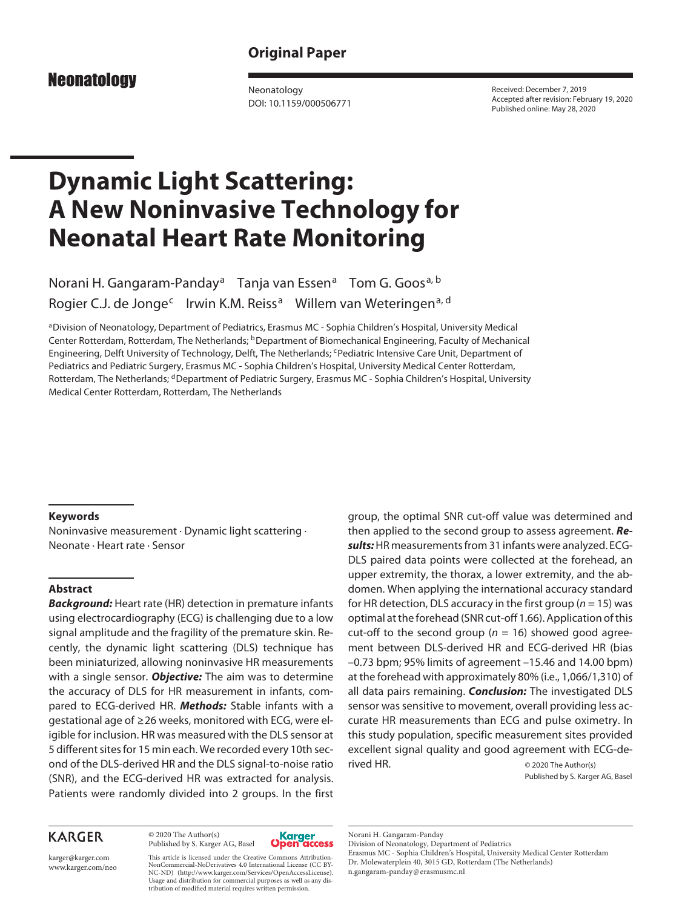Original Paper

Neonatology
DOI: 10.1159/000506771

Received: December 7, 2019
Accepted after revision: February 19, 2020
Published online: May 28, 2020

# Dynamic Light Scattering: A New Noninvasive Technology for Neonatal Heart Rate Monitoring

Norani H. Gangaram-Panday[a] Tanja van Essen[a] Tom G. Goos[a, b] Rogier C.J. de Jonge[c] Irwin K.M. Reiss[a] Willem van Weteringen[a, d]

[a]Division of Neonatology, Department of Pediatrics, Erasmus MC - Sophia Children's Hospital, University Medical Center Rotterdam, Rotterdam, The Netherlands; [b]Department of Biomechanical Engineering, Faculty of Mechanical Engineering, Delft University of Technology, Delft, The Netherlands; [c]Pediatric Intensive Care Unit, Department of Pediatrics and Pediatric Surgery, Erasmus MC - Sophia Children's Hospital, University Medical Center Rotterdam, Rotterdam, The Netherlands; [d]Department of Pediatric Surgery, Erasmus MC - Sophia Children's Hospital, University Medical Center Rotterdam, Rotterdam, The Netherlands

### Keywords

Noninvasive measurement · Dynamic light scattering · Neonate · Heart rate · Sensor

### Abstract

***Background:*** Heart rate (HR) detection in premature infants using electrocardiography (ECG) is challenging due to a low signal amplitude and the fragility of the premature skin. Recently, the dynamic light scattering (DLS) technique has been miniaturized, allowing noninvasive HR measurements with a single sensor. ***Objective:*** The aim was to determine the accuracy of DLS for HR measurement in infants, compared to ECG-derived HR. ***Methods:*** Stable infants with a gestational age of ≥26 weeks, monitored with ECG, were eligible for inclusion. HR was measured with the DLS sensor at 5 different sites for 15 min each. We recorded every 10th second of the DLS-derived HR and the DLS signal-to-noise ratio (SNR), and the ECG-derived HR was extracted for analysis. Patients were randomly divided into 2 groups. In the first group, the optimal SNR cut-off value was determined and then applied to the second group to assess agreement. ***Results:*** HR measurements from 31 infants were analyzed. ECG-DLS paired data points were collected at the forehead, an upper extremity, the thorax, a lower extremity, and the abdomen. When applying the international accuracy standard for HR detection, DLS accuracy in the first group ($n$ = 15) was optimal at the forehead (SNR cut-off 1.66). Application of this cut-off to the second group ($n$ = 16) showed good agreement between DLS-derived HR and ECG-derived HR (bias –0.73 bpm; 95% limits of agreement –15.46 and 14.00 bpm) at the forehead with approximately 80% (i.e., 1,066/1,310) of all data pairs remaining. ***Conclusion:*** The investigated DLS sensor was sensitive to movement, overall providing less accurate HR measurements than ECG and pulse oximetry. In this study population, specific measurement sites provided excellent signal quality and good agreement with ECG-derived HR.

© 2020 The Author(s)
Published by S. Karger AG, Basel

KARGER

karger@karger.com
www.karger.com/neo

© 2020 The Author(s)
Published by S. Karger AG, Basel

This article is licensed under the Creative Commons Attribution-NonCommercial-NoDerivatives 4.0 International License (CC BY-NC-ND) (http://www.karger.com/Services/OpenAccessLicense). Usage and distribution for commercial purposes as well as any distribution of modified material requires written permission.

Norani H. Gangaram-Panday
Division of Neonatology, Department of Pediatrics
Erasmus MC - Sophia Children's Hospital, University Medical Center Rotterdam
Dr. Molewaterplein 40, 3015 GD, Rotterdam (The Netherlands)
n.gangaram-panday@erasmusmc.nl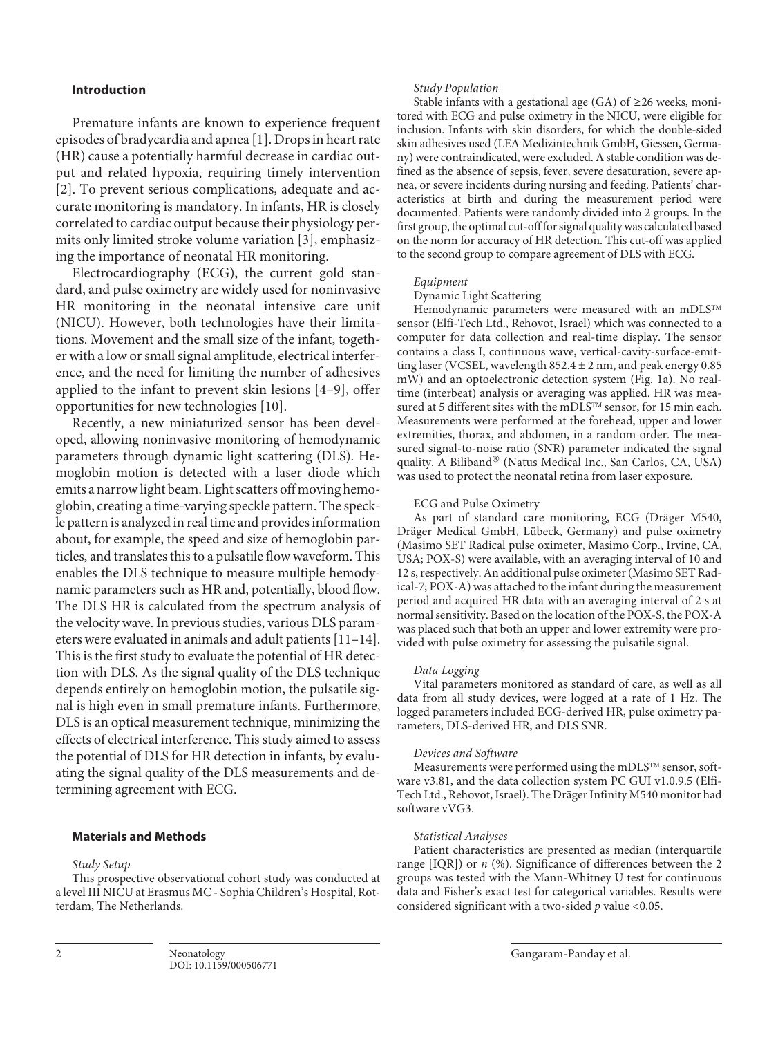## Introduction

Premature infants are known to experience frequent episodes of bradycardia and apnea [1]. Drops in heart rate (HR) cause a potentially harmful decrease in cardiac output and related hypoxia, requiring timely intervention [2]. To prevent serious complications, adequate and accurate monitoring is mandatory. In infants, HR is closely correlated to cardiac output because their physiology permits only limited stroke volume variation [3], emphasizing the importance of neonatal HR monitoring.

Electrocardiography (ECG), the current gold standard, and pulse oximetry are widely used for noninvasive HR monitoring in the neonatal intensive care unit (NICU). However, both technologies have their limitations. Movement and the small size of the infant, together with a low or small signal amplitude, electrical interference, and the need for limiting the number of adhesives applied to the infant to prevent skin lesions [4–9], offer opportunities for new technologies [10].

Recently, a new miniaturized sensor has been developed, allowing noninvasive monitoring of hemodynamic parameters through dynamic light scattering (DLS). Hemoglobin motion is detected with a laser diode which emits a narrow light beam. Light scatters off moving hemoglobin, creating a time-varying speckle pattern. The speckle pattern is analyzed in real time and provides information about, for example, the speed and size of hemoglobin particles, and translates this to a pulsatile flow waveform. This enables the DLS technique to measure multiple hemodynamic parameters such as HR and, potentially, blood flow. The DLS HR is calculated from the spectrum analysis of the velocity wave. In previous studies, various DLS parameters were evaluated in animals and adult patients [11–14]. This is the first study to evaluate the potential of HR detection with DLS. As the signal quality of the DLS technique depends entirely on hemoglobin motion, the pulsatile signal is high even in small premature infants. Furthermore, DLS is an optical measurement technique, minimizing the effects of electrical interference. This study aimed to assess the potential of DLS for HR detection in infants, by evaluating the signal quality of the DLS measurements and determining agreement with ECG.

## Materials and Methods

*Study Setup*

This prospective observational cohort study was conducted at a level III NICU at Erasmus MC - Sophia Children's Hospital, Rotterdam, The Netherlands.

*Study Population*

Stable infants with a gestational age (GA) of ≥26 weeks, monitored with ECG and pulse oximetry in the NICU, were eligible for inclusion. Infants with skin disorders, for which the double-sided skin adhesives used (LEA Medizintechnik GmbH, Giessen, Germany) were contraindicated, were excluded. A stable condition was defined as the absence of sepsis, fever, severe desaturation, severe apnea, or severe incidents during nursing and feeding. Patients' characteristics at birth and during the measurement period were documented. Patients were randomly divided into 2 groups. In the first group, the optimal cut-off for signal quality was calculated based on the norm for accuracy of HR detection. This cut-off was applied to the second group to compare agreement of DLS with ECG.

*Equipment*

Dynamic Light Scattering

Hemodynamic parameters were measured with an mDLS™ sensor (Elfi-Tech Ltd., Rehovot, Israel) which was connected to a computer for data collection and real-time display. The sensor contains a class I, continuous wave, vertical-cavity-surface-emitting laser (VCSEL, wavelength 852.4 ± 2 nm, and peak energy 0.85 mW) and an optoelectronic detection system (Fig. 1a). No real-time (interbeat) analysis or averaging was applied. HR was measured at 5 different sites with the mDLS™ sensor, for 15 min each. Measurements were performed at the forehead, upper and lower extremities, thorax, and abdomen, in a random order. The measured signal-to-noise ratio (SNR) parameter indicated the signal quality. A Biliband® (Natus Medical Inc., San Carlos, CA, USA) was used to protect the neonatal retina from laser exposure.

ECG and Pulse Oximetry

As part of standard care monitoring, ECG (Dräger M540, Dräger Medical GmbH, Lübeck, Germany) and pulse oximetry (Masimo SET Radical pulse oximeter, Masimo Corp., Irvine, CA, USA; POX-S) were available, with an averaging interval of 10 and 12 s, respectively. An additional pulse oximeter (Masimo SET Radical-7; POX-A) was attached to the infant during the measurement period and acquired HR data with an averaging interval of 2 s at normal sensitivity. Based on the location of the POX-S, the POX-A was placed such that both an upper and lower extremity were provided with pulse oximetry for assessing the pulsatile signal.

*Data Logging*

Vital parameters monitored as standard of care, as well as all data from all study devices, were logged at a rate of 1 Hz. The logged parameters included ECG-derived HR, pulse oximetry parameters, DLS-derived HR, and DLS SNR.

*Devices and Software*

Measurements were performed using the mDLS™ sensor, software v3.81, and the data collection system PC GUI v1.0.9.5 (Elfi-Tech Ltd., Rehovot, Israel). The Dräger Infinity M540 monitor had software vVG3.

*Statistical Analyses*

Patient characteristics are presented as median (interquartile range [IQR]) or *n* (%). Significance of differences between the 2 groups was tested with the Mann-Whitney U test for continuous data and Fisher's exact test for categorical variables. Results were considered significant with a two-sided $p$ value <0.05.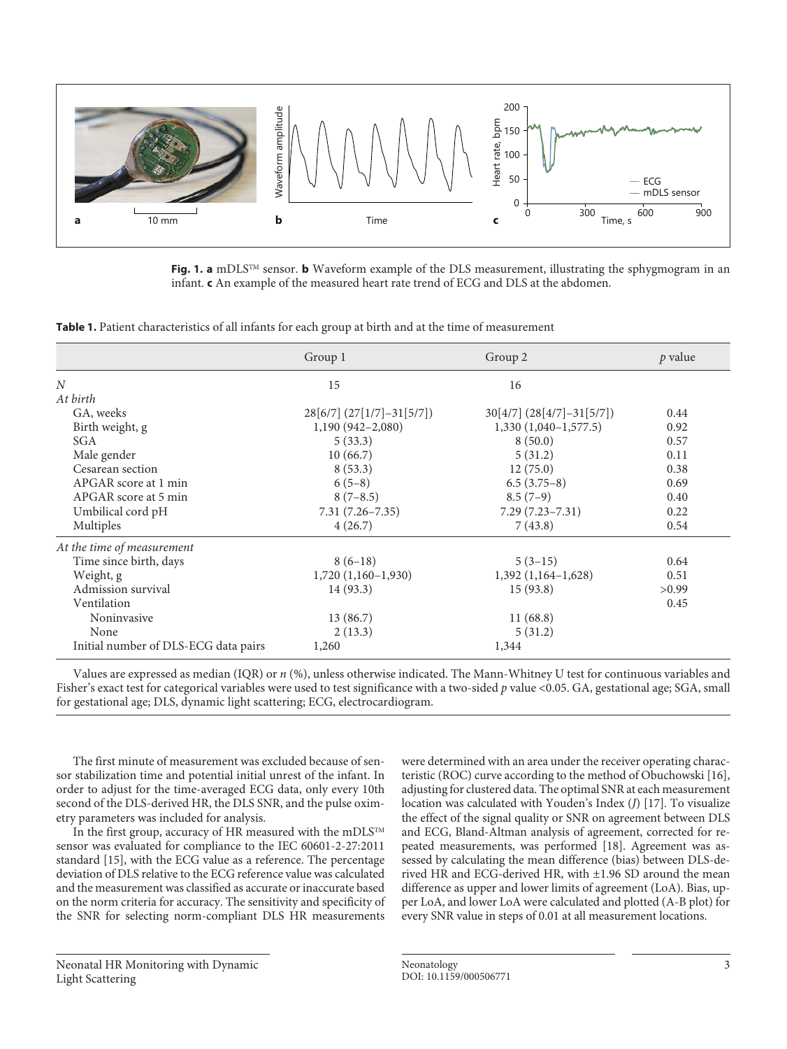**Fig. 1. a** mDLS™ sensor. **b** Waveform example of the DLS measurement, illustrating the sphygmogram in an infant. **c** An example of the measured heart rate trend of ECG and DLS at the abdomen.

**Table 1.** Patient characteristics of all infants for each group at birth and at the time of measurement

| | Group 1 | Group 2 | *p* value |
|---|---|---|---|
| *N* | 15 | 16 | |
| *At birth* | | | |
| GA, weeks | 28[6/7] (27[1/7]–31[5/7]) | 30[4/7] (28[4/7]–31[5/7]) | 0.44 |
| Birth weight, g | 1,190 (942–2,080) | 1,330 (1,040–1,577.5) | 0.92 |
| SGA | 5 (33.3) | 8 (50.0) | 0.57 |
| Male gender | 10 (66.7) | 5 (31.2) | 0.11 |
| Cesarean section | 8 (53.3) | 12 (75.0) | 0.38 |
| APGAR score at 1 min | 6 (5–8) | 6.5 (3.75–8) | 0.69 |
| APGAR score at 5 min | 8 (7–8.5) | 8.5 (7–9) | 0.40 |
| Umbilical cord pH | 7.31 (7.26–7.35) | 7.29 (7.23–7.31) | 0.22 |
| Multiples | 4 (26.7) | 7 (43.8) | 0.54 |
| *At the time of measurement* | | | |
| Time since birth, days | 8 (6–18) | 5 (3–15) | 0.64 |
| Weight, g | 1,720 (1,160–1,930) | 1,392 (1,164–1,628) | 0.51 |
| Admission survival | 14 (93.3) | 15 (93.8) | >0.99 |
| Ventilation | | | 0.45 |
| Noninvasive | 13 (86.7) | 11 (68.8) | |
| None | 2 (13.3) | 5 (31.2) | |
| Initial number of DLS-ECG data pairs | 1,260 | 1,344 | |

Values are expressed as median (IQR) or *n* (%), unless otherwise indicated. The Mann-Whitney U test for continuous variables and Fisher's exact test for categorical variables were used to test significance with a two-sided *p* value <0.05. GA, gestational age; SGA, small for gestational age; DLS, dynamic light scattering; ECG, electrocardiogram.

The first minute of measurement was excluded because of sensor stabilization time and potential initial unrest of the infant. In order to adjust for the time-averaged ECG data, only every 10th second of the DLS-derived HR, the DLS SNR, and the pulse oximetry parameters was included for analysis.

In the first group, accuracy of HR measured with the mDLS™ sensor was evaluated for compliance to the IEC 60601-2-27:2011 standard [15], with the ECG value as a reference. The percentage deviation of DLS relative to the ECG reference value was calculated and the measurement was classified as accurate or inaccurate based on the norm criteria for accuracy. The sensitivity and specificity of the SNR for selecting norm-compliant DLS HR measurements were determined with an area under the receiver operating characteristic (ROC) curve according to the method of Obuchowski [16], adjusting for clustered data. The optimal SNR at each measurement location was calculated with Youden's Index (*J*) [17]. To visualize the effect of the signal quality or SNR on agreement between DLS and ECG, Bland-Altman analysis of agreement, corrected for repeated measurements, was performed [18]. Agreement was assessed by calculating the mean difference (bias) between DLS-derived HR and ECG-derived HR, with ±1.96 SD around the mean difference as upper and lower limits of agreement (LoA). Bias, upper LoA, and lower LoA were calculated and plotted (A-B plot) for every SNR value in steps of 0.01 at all measurement locations.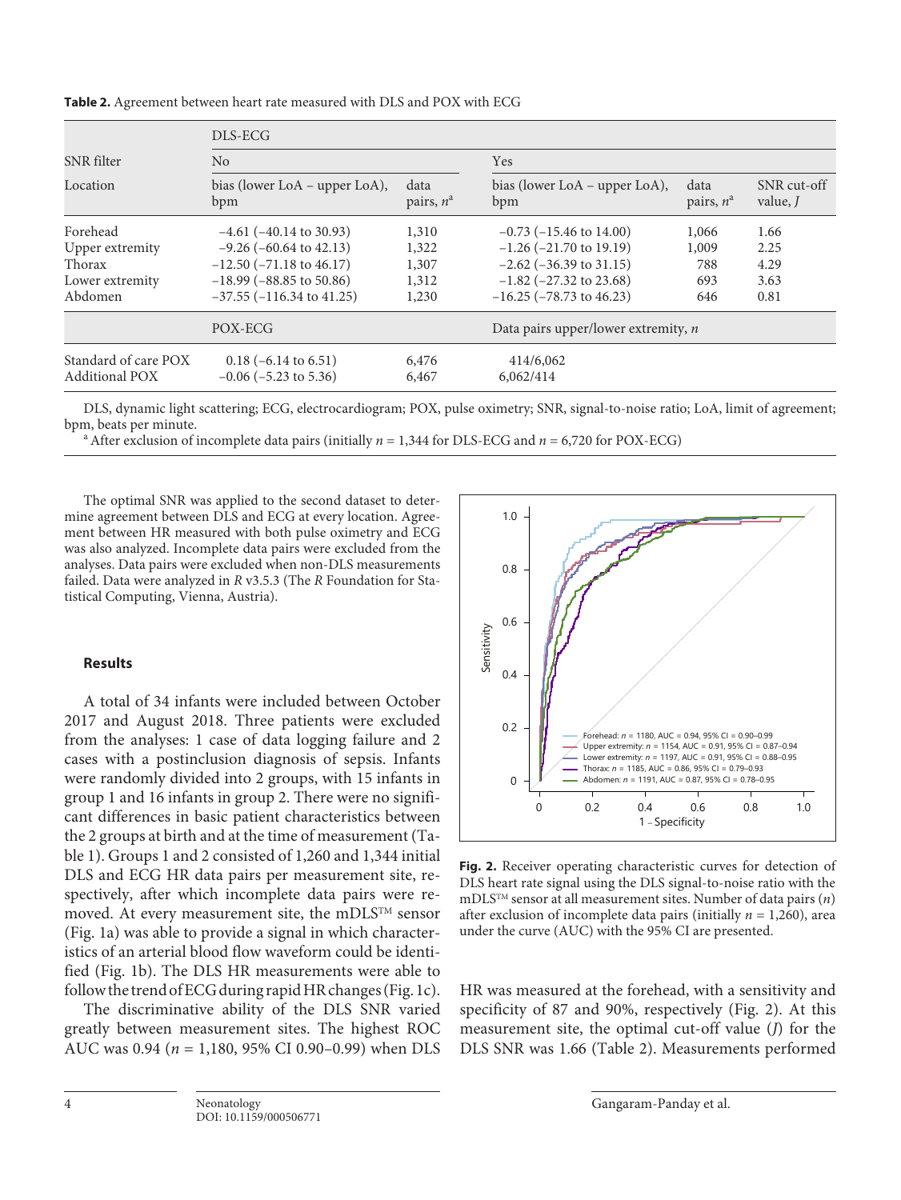**Table 2.** Agreement between heart rate measured with DLS and POX with ECG

| SNR filter | DLS-ECG | | | | |
|---|---|---|---|---|---|
| | No | | Yes | | |
| Location | bias (lower LoA – upper LoA), bpm | data pairs, $n$[a] | bias (lower LoA – upper LoA), bpm | data pairs, $n$[a] | SNR cut-off value, $J$ |
| Forehead | –4.61 (–40.14 to 30.93) | 1,310 | –0.73 (–15.46 to 14.00) | 1,066 | 1.66 |
| Upper extremity | –9.26 (–60.64 to 42.13) | 1,322 | –1.26 (–21.70 to 19.19) | 1,009 | 2.25 |
| Thorax | –12.50 (–71.18 to 46.17) | 1,307 | –2.62 (–36.39 to 31.15) | 788 | 4.29 |
| Lower extremity | –18.99 (–88.85 to 50.86) | 1,312 | –1.82 (–27.32 to 23.68) | 693 | 3.63 |
| Abdomen | –37.55 (–116.34 to 41.25) | 1,230 | –16.25 (–78.73 to 46.23) | 646 | 0.81 |
| | POX-ECG | | Data pairs upper/lower extremity, $n$ | | |
| Standard of care POX | 0.18 (–6.14 to 6.51) | 6,476 | 414/6,062 | | |
| Additional POX | –0.06 (–5.23 to 5.36) | 6,467 | 6,062/414 | | |

DLS, dynamic light scattering; ECG, electrocardiogram; POX, pulse oximetry; SNR, signal-to-noise ratio; LoA, limit of agreement; bpm, beats per minute.
[a] After exclusion of incomplete data pairs (initially $n$ = 1,344 for DLS-ECG and $n$ = 6,720 for POX-ECG)

The optimal SNR was applied to the second dataset to determine agreement between DLS and ECG at every location. Agreement between HR measured with both pulse oximetry and ECG was also analyzed. Incomplete data pairs were excluded from the analyses. Data pairs were excluded when non-DLS measurements failed. Data were analyzed in *R* v3.5.3 (The *R* Foundation for Statistical Computing, Vienna, Austria).

## Results

A total of 34 infants were included between October 2017 and August 2018. Three patients were excluded from the analyses: 1 case of data logging failure and 2 cases with a postinclusion diagnosis of sepsis. Infants were randomly divided into 2 groups, with 15 infants in group 1 and 16 infants in group 2. There were no significant differences in basic patient characteristics between the 2 groups at birth and at the time of measurement (Table 1). Groups 1 and 2 consisted of 1,260 and 1,344 initial DLS and ECG HR data pairs per measurement site, respectively, after which incomplete data pairs were removed. At every measurement site, the mDLS™ sensor (Fig. 1a) was able to provide a signal in which characteristics of an arterial blood flow waveform could be identified (Fig. 1b). The DLS HR measurements were able to follow the trend of ECG during rapid HR changes (Fig. 1c).

The discriminative ability of the DLS SNR varied greatly between measurement sites. The highest ROC AUC was 0.94 ($n$ = 1,180, 95% CI 0.90–0.99) when DLS HR was measured at the forehead, with a sensitivity and specificity of 87 and 90%, respectively (Fig. 2). At this measurement site, the optimal cut-off value ($J$) for the DLS SNR was 1.66 (Table 2). Measurements performed

**Fig. 2.** Receiver operating characteristic curves for detection of DLS heart rate signal using the DLS signal-to-noise ratio with the mDLS™ sensor at all measurement sites. Number of data pairs ($n$) after exclusion of incomplete data pairs (initially $n$ = 1,260), area under the curve (AUC) with the 95% CI are presented.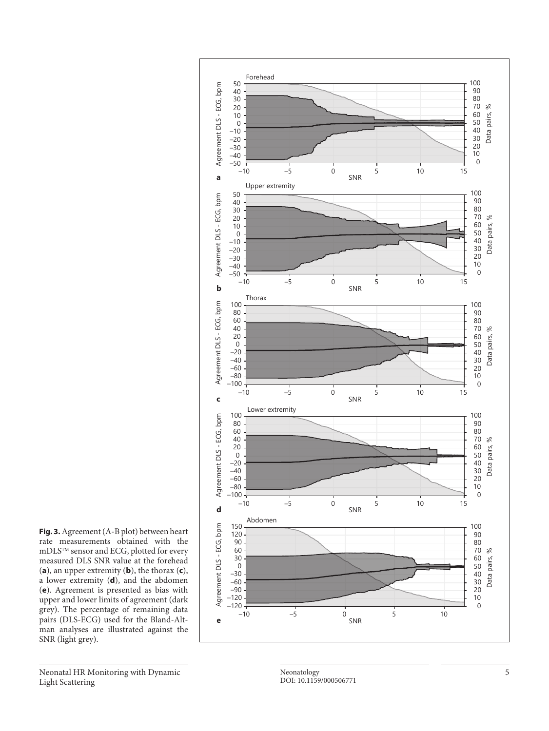**Fig. 3.** Agreement (A-B plot) between heart rate measurements obtained with the mDLS™ sensor and ECG, plotted for every measured DLS SNR value at the forehead (**a**), an upper extremity (**b**), the thorax (**c**), a lower extremity (**d**), and the abdomen (**e**). Agreement is presented as bias with upper and lower limits of agreement (dark grey). The percentage of remaining data pairs (DLS-ECG) used for the Bland-Altman analyses are illustrated against the SNR (light grey).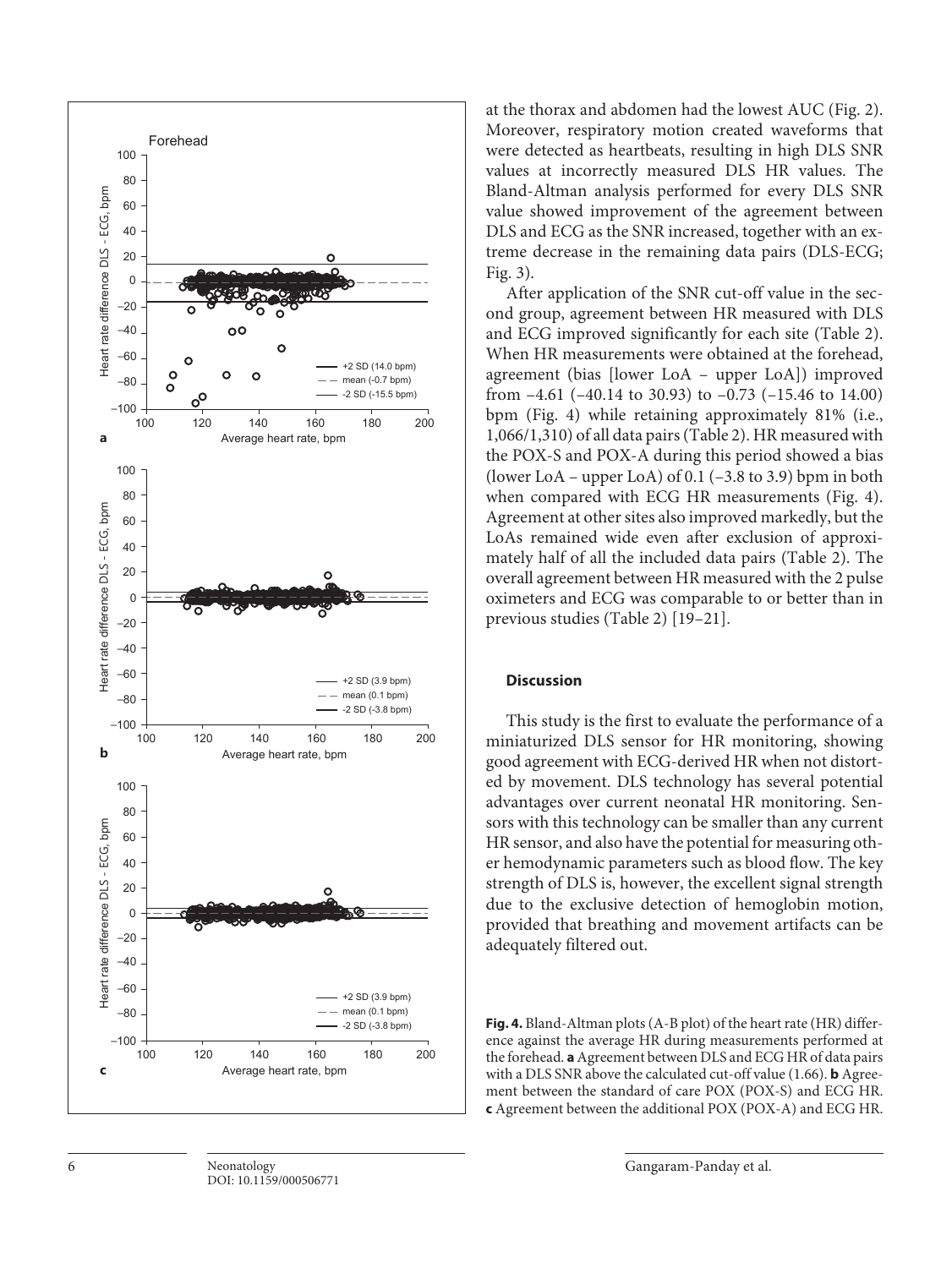at the thorax and abdomen had the lowest AUC (Fig. 2). Moreover, respiratory motion created waveforms that were detected as heartbeats, resulting in high DLS SNR values at incorrectly measured DLS HR values. The Bland-Altman analysis performed for every DLS SNR value showed improvement of the agreement between DLS and ECG as the SNR increased, together with an extreme decrease in the remaining data pairs (DLS-ECG; Fig. 3).

After application of the SNR cut-off value in the second group, agreement between HR measured with DLS and ECG improved significantly for each site (Table 2). When HR measurements were obtained at the forehead, agreement (bias [lower LoA – upper LoA]) improved from –4.61 (–40.14 to 30.93) to –0.73 (–15.46 to 14.00) bpm (Fig. 4) while retaining approximately 81% (i.e., 1,066/1,310) of all data pairs (Table 2). HR measured with the POX-S and POX-A during this period showed a bias (lower LoA – upper LoA) of 0.1 (–3.8 to 3.9) bpm in both when compared with ECG HR measurements (Fig. 4). Agreement at other sites also improved markedly, but the LoAs remained wide even after exclusion of approximately half of all the included data pairs (Table 2). The overall agreement between HR measured with the 2 pulse oximeters and ECG was comparable to or better than in previous studies (Table 2) [19–21].

## Discussion

This study is the first to evaluate the performance of a miniaturized DLS sensor for HR monitoring, showing good agreement with ECG-derived HR when not distorted by movement. DLS technology has several potential advantages over current neonatal HR monitoring. Sensors with this technology can be smaller than any current HR sensor, and also have the potential for measuring other hemodynamic parameters such as blood flow. The key strength of DLS is, however, the excellent signal strength due to the exclusive detection of hemoglobin motion, provided that breathing and movement artifacts can be adequately filtered out.

**Fig. 4.** Bland-Altman plots (A-B plot) of the heart rate (HR) difference against the average HR during measurements performed at the forehead. **a** Agreement between DLS and ECG HR of data pairs with a DLS SNR above the calculated cut-off value (1.66). **b** Agreement between the standard of care POX (POX-S) and ECG HR. **c** Agreement between the additional POX (POX-A) and ECG HR.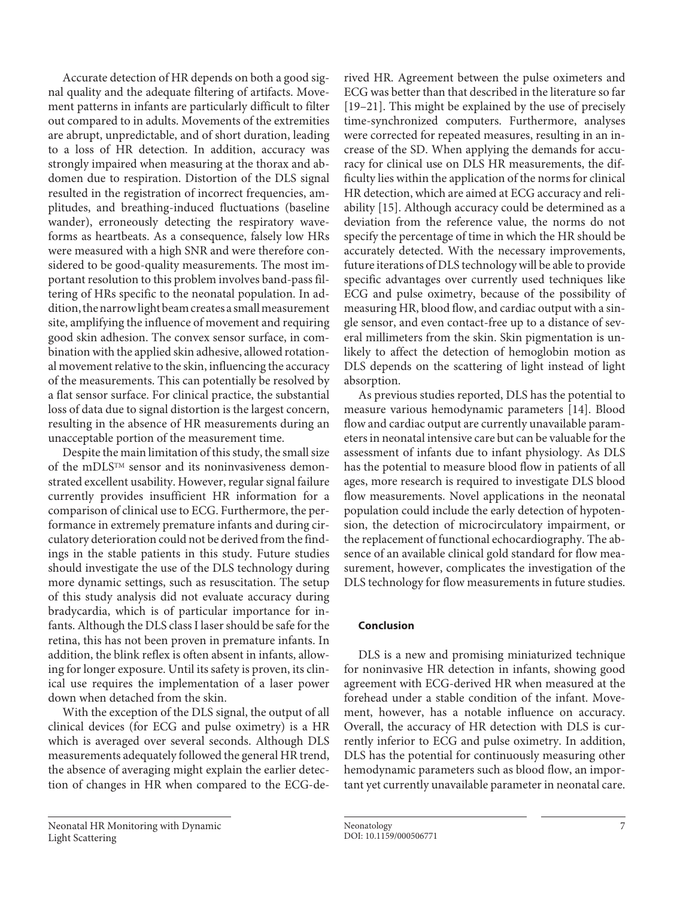Accurate detection of HR depends on both a good signal quality and the adequate filtering of artifacts. Movement patterns in infants are particularly difficult to filter out compared to in adults. Movements of the extremities are abrupt, unpredictable, and of short duration, leading to a loss of HR detection. In addition, accuracy was strongly impaired when measuring at the thorax and abdomen due to respiration. Distortion of the DLS signal resulted in the registration of incorrect frequencies, amplitudes, and breathing-induced fluctuations (baseline wander), erroneously detecting the respiratory waveforms as heartbeats. As a consequence, falsely low HRs were measured with a high SNR and were therefore considered to be good-quality measurements. The most important resolution to this problem involves band-pass filtering of HRs specific to the neonatal population. In addition, the narrow light beam creates a small measurement site, amplifying the influence of movement and requiring good skin adhesion. The convex sensor surface, in combination with the applied skin adhesive, allowed rotational movement relative to the skin, influencing the accuracy of the measurements. This can potentially be resolved by a flat sensor surface. For clinical practice, the substantial loss of data due to signal distortion is the largest concern, resulting in the absence of HR measurements during an unacceptable portion of the measurement time.

Despite the main limitation of this study, the small size of the mDLS™ sensor and its noninvasiveness demonstrated excellent usability. However, regular signal failure currently provides insufficient HR information for a comparison of clinical use to ECG. Furthermore, the performance in extremely premature infants and during circulatory deterioration could not be derived from the findings in the stable patients in this study. Future studies should investigate the use of the DLS technology during more dynamic settings, such as resuscitation. The setup of this study analysis did not evaluate accuracy during bradycardia, which is of particular importance for infants. Although the DLS class I laser should be safe for the retina, this has not been proven in premature infants. In addition, the blink reflex is often absent in infants, allowing for longer exposure. Until its safety is proven, its clinical use requires the implementation of a laser power down when detached from the skin.

With the exception of the DLS signal, the output of all clinical devices (for ECG and pulse oximetry) is a HR which is averaged over several seconds. Although DLS measurements adequately followed the general HR trend, the absence of averaging might explain the earlier detection of changes in HR when compared to the ECG-derived HR. Agreement between the pulse oximeters and ECG was better than that described in the literature so far [19–21]. This might be explained by the use of precisely time-synchronized computers. Furthermore, analyses were corrected for repeated measures, resulting in an increase of the SD. When applying the demands for accuracy for clinical use on DLS HR measurements, the difficulty lies within the application of the norms for clinical HR detection, which are aimed at ECG accuracy and reliability [15]. Although accuracy could be determined as a deviation from the reference value, the norms do not specify the percentage of time in which the HR should be accurately detected. With the necessary improvements, future iterations of DLS technology will be able to provide specific advantages over currently used techniques like ECG and pulse oximetry, because of the possibility of measuring HR, blood flow, and cardiac output with a single sensor, and even contact-free up to a distance of several millimeters from the skin. Skin pigmentation is unlikely to affect the detection of hemoglobin motion as DLS depends on the scattering of light instead of light absorption.

As previous studies reported, DLS has the potential to measure various hemodynamic parameters [14]. Blood flow and cardiac output are currently unavailable parameters in neonatal intensive care but can be valuable for the assessment of infants due to infant physiology. As DLS has the potential to measure blood flow in patients of all ages, more research is required to investigate DLS blood flow measurements. Novel applications in the neonatal population could include the early detection of hypotension, the detection of microcirculatory impairment, or the replacement of functional echocardiography. The absence of an available clinical gold standard for flow measurement, however, complicates the investigation of the DLS technology for flow measurements in future studies.

## Conclusion

DLS is a new and promising miniaturized technique for noninvasive HR detection in infants, showing good agreement with ECG-derived HR when measured at the forehead under a stable condition of the infant. Movement, however, has a notable influence on accuracy. Overall, the accuracy of HR detection with DLS is currently inferior to ECG and pulse oximetry. In addition, DLS has the potential for continuously measuring other hemodynamic parameters such as blood flow, an important yet currently unavailable parameter in neonatal care.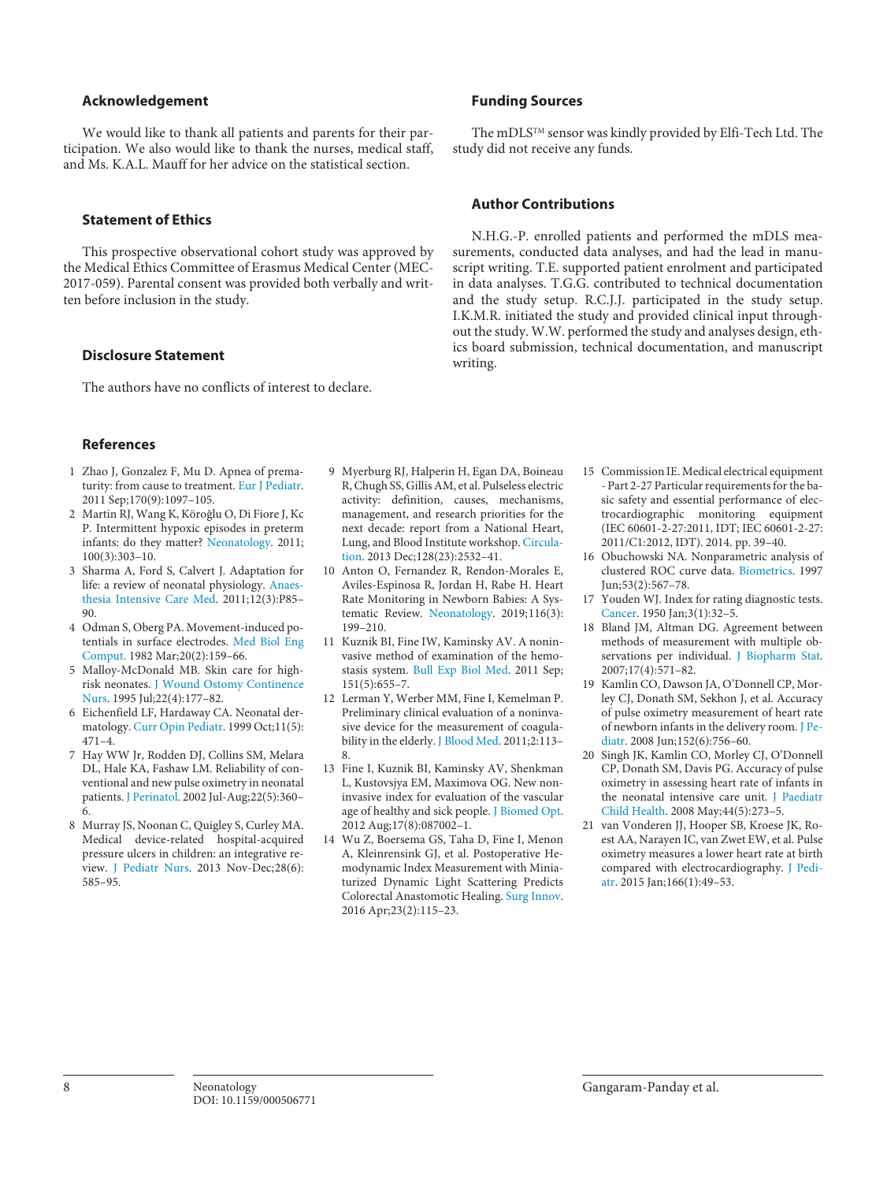## Acknowledgement

We would like to thank all patients and parents for their participation. We also would like to thank the nurses, medical staff, and Ms. K.A.L. Mauff for her advice on the statistical section.

## Statement of Ethics

This prospective observational cohort study was approved by the Medical Ethics Committee of Erasmus Medical Center (MEC-2017-059). Parental consent was provided both verbally and written before inclusion in the study.

## Disclosure Statement

The authors have no conflicts of interest to declare.

## Funding Sources

The mDLS™ sensor was kindly provided by Elfi-Tech Ltd. The study did not receive any funds.

## Author Contributions

N.H.G.-P. enrolled patients and performed the mDLS measurements, conducted data analyses, and had the lead in manuscript writing. T.E. supported patient enrolment and participated in data analyses. T.G.G. contributed to technical documentation and the study setup. R.C.J.J. participated in the study setup. I.K.M.R. initiated the study and provided clinical input throughout the study. W.W. performed the study and analyses design, ethics board submission, technical documentation, and manuscript writing.

## References

1. Zhao J, Gonzalez F, Mu D. Apnea of prematurity: from cause to treatment. Eur J Pediatr. 2011 Sep;170(9):1097–105.
2. Martin RJ, Wang K, Köroğlu O, Di Fiore J, Kc P. Intermittent hypoxic episodes in preterm infants: do they matter? Neonatology. 2011;100(3):303–10.
3. Sharma A, Ford S, Calvert J. Adaptation for life: a review of neonatal physiology. Anaesthesia Intensive Care Med. 2011;12(3):P85–90.
4. Odman S, Oberg PA. Movement-induced potentials in surface electrodes. Med Biol Eng Comput. 1982 Mar;20(2):159–66.
5. Malloy-McDonald MB. Skin care for high-risk neonates. J Wound Ostomy Continence Nurs. 1995 Jul;22(4):177–82.
6. Eichenfield LF, Hardaway CA. Neonatal dermatology. Curr Opin Pediatr. 1999 Oct;11(5):471–4.
7. Hay WW Jr, Rodden DJ, Collins SM, Melara DL, Hale KA, Fashaw LM. Reliability of conventional and new pulse oximetry in neonatal patients. J Perinatol. 2002 Jul-Aug;22(5):360–6.
8. Murray JS, Noonan C, Quigley S, Curley MA. Medical device-related hospital-acquired pressure ulcers in children: an integrative review. J Pediatr Nurs. 2013 Nov-Dec;28(6):585–95.
9. Myerburg RJ, Halperin H, Egan DA, Boineau R, Chugh SS, Gillis AM, et al. Pulseless electric activity: definition, causes, mechanisms, management, and research priorities for the next decade: report from a National Heart, Lung, and Blood Institute workshop. Circulation. 2013 Dec;128(23):2532–41.
10. Anton O, Fernandez R, Rendon-Morales E, Aviles-Espinosa R, Jordan H, Rabe H. Heart Rate Monitoring in Newborn Babies: A Systematic Review. Neonatology. 2019;116(3):199–210.
11. Kuznik BI, Fine IW, Kaminsky AV. A noninvasive method of examination of the hemostasis system. Bull Exp Biol Med. 2011 Sep;151(5):655–7.
12. Lerman Y, Werber MM, Fine I, Kemelman P. Preliminary clinical evaluation of a noninvasive device for the measurement of coagulability in the elderly. J Blood Med. 2011;2:113–8.
13. Fine I, Kuznik BI, Kaminsky AV, Shenkman L, Kustovsjya EM, Maximova OG. New noninvasive index for evaluation of the vascular age of healthy and sick people. J Biomed Opt. 2012 Aug;17(8):087002–1.
14. Wu Z, Boersema GS, Taha D, Fine I, Menon A, Kleinrensink GJ, et al. Postoperative Hemodynamic Index Measurement with Miniaturized Dynamic Light Scattering Predicts Colorectal Anastomotic Healing. Surg Innov. 2016 Apr;23(2):115–23.
15. Commission IE. Medical electrical equipment - Part 2-27 Particular requirements for the basic safety and essential performance of electrocardiographic monitoring equipment (IEC 60601-2-27:2011, IDT; IEC 60601-2-27: 2011/C1:2012, IDT). 2014. pp. 39–40.
16. Obuchowski NA. Nonparametric analysis of clustered ROC curve data. Biometrics. 1997 Jun;53(2):567–78.
17. Youden WJ. Index for rating diagnostic tests. Cancer. 1950 Jan;3(1):32–5.
18. Bland JM, Altman DG. Agreement between methods of measurement with multiple observations per individual. J Biopharm Stat. 2007;17(4):571–82.
19. Kamlin CO, Dawson JA, O'Donnell CP, Morley CJ, Donath SM, Sekhon J, et al. Accuracy of pulse oximetry measurement of heart rate of newborn infants in the delivery room. J Pediatr. 2008 Jun;152(6):756–60.
20. Singh JK, Kamlin CO, Morley CJ, O'Donnell CP, Donath SM, Davis PG. Accuracy of pulse oximetry in assessing heart rate of infants in the neonatal intensive care unit. J Paediatr Child Health. 2008 May;44(5):273–5.
21. van Vonderen JJ, Hooper SB, Kroese JK, Roest AA, Narayen IC, van Zwet EW, et al. Pulse oximetry measures a lower heart rate at birth compared with electrocardiography. J Pediatr. 2015 Jan;166(1):49–53.